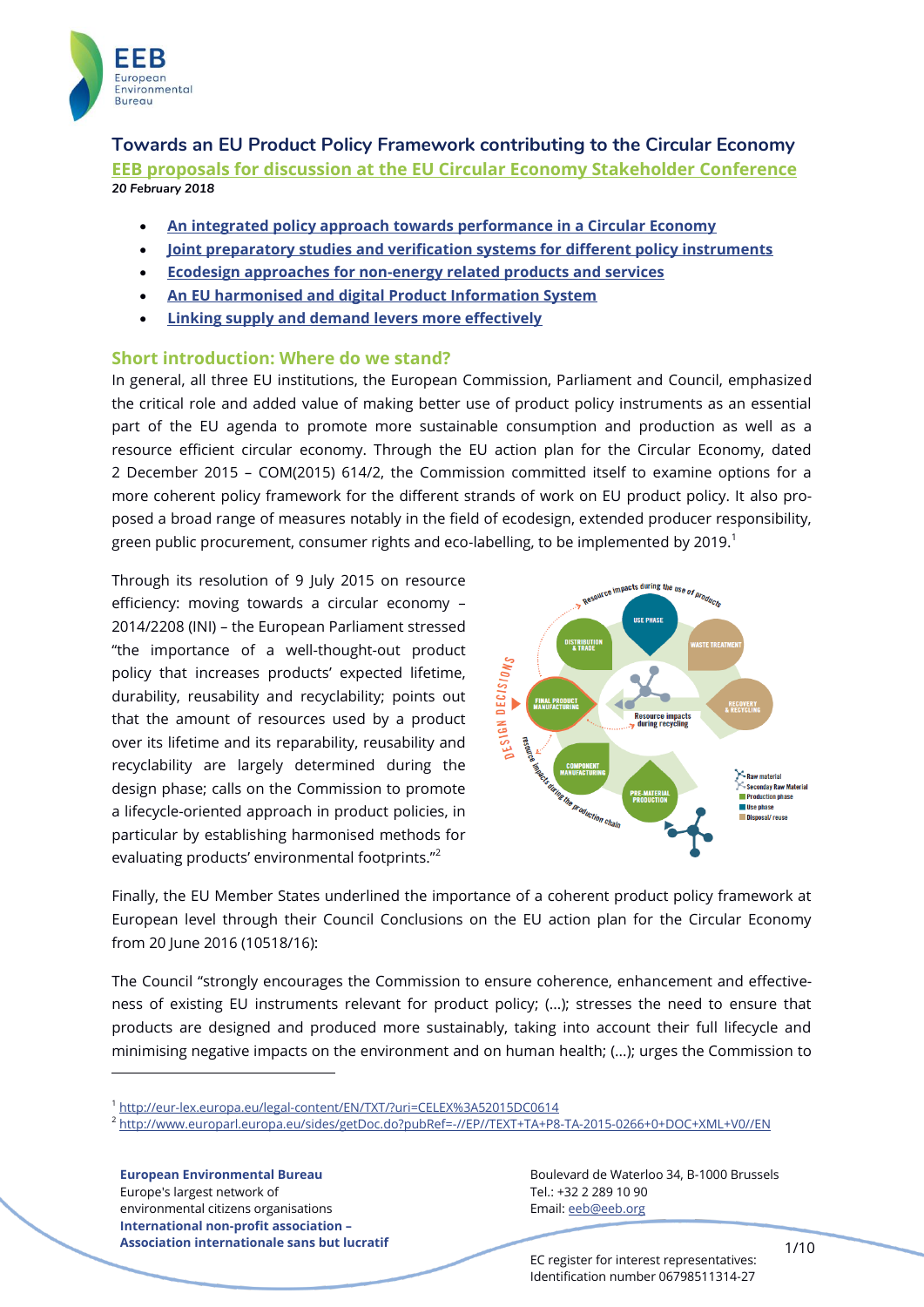# Towards an EU Product Policy Framework contributing to the Circular Economy

## EEB proposals for discussion at the EU Circular Economy Stakeholder Conference

**20 February 2018**

- An integrated policy approach towards performance in a Circular Economy
- Joint preparatory studies and verification systems for different policy instruments
- Ecodesign approaches for non-energy related products and services
- An EU harmonised and digital Product Information System
- Linking supply and demand levers more effectively

## Short introduction: Where do we stand?

In general, all three EU institutions, the European Commission, Parliament and Council, emphasized the critical role and added value of making better use of product policy instruments as an essential part of the EU agenda to promote more sustainable consumption and production as well as a resource efficient circular economy. Through the EU action plan for the Circular Economy, dated 2 December 2015 – COM(2015) 614/2, the Commission committed itself to examine options for a more coherent policy framework for the different strands of work on EU product policy. It also proposed a broad range of measures notably in the field of ecodesign, extended producer responsibility, green public procurement, consumer rights and eco-labelling, to be implemented by 2019.[1]

Through its resolution of 9 July 2015 on resource efficiency: moving towards a circular economy – 2014/2208 (INI) – the European Parliament stressed "the importance of a well-thought-out product policy that increases products' expected lifetime, durability, reusability and recyclability; points out that the amount of resources used by a product over its lifetime and its reparability, reusability and recyclability are largely determined during the design phase; calls on the Commission to promote a lifecycle-oriented approach in product policies, in particular by establishing harmonised methods for evaluating products' environmental footprints."[2]

Finally, the EU Member States underlined the importance of a coherent product policy framework at European level through their Council Conclusions on the EU action plan for the Circular Economy from 20 June 2016 (10518/16):

The Council "strongly encourages the Commission to ensure coherence, enhancement and effectiveness of existing EU instruments relevant for product policy; (...); stresses the need to ensure that products are designed and produced more sustainably, taking into account their full lifecycle and minimising negative impacts on the environment and on human health; (...); urges the Commission to

---

[1] http://eur-lex.europa.eu/legal-content/EN/TXT/?uri=CELEX%3A52015DC0614

[2] http://www.europarl.europa.eu/sides/getDoc.do?pubRef=-//EP//TEXT+TA+P8-TA-2015-0266+0+DOC+XML+V0//EN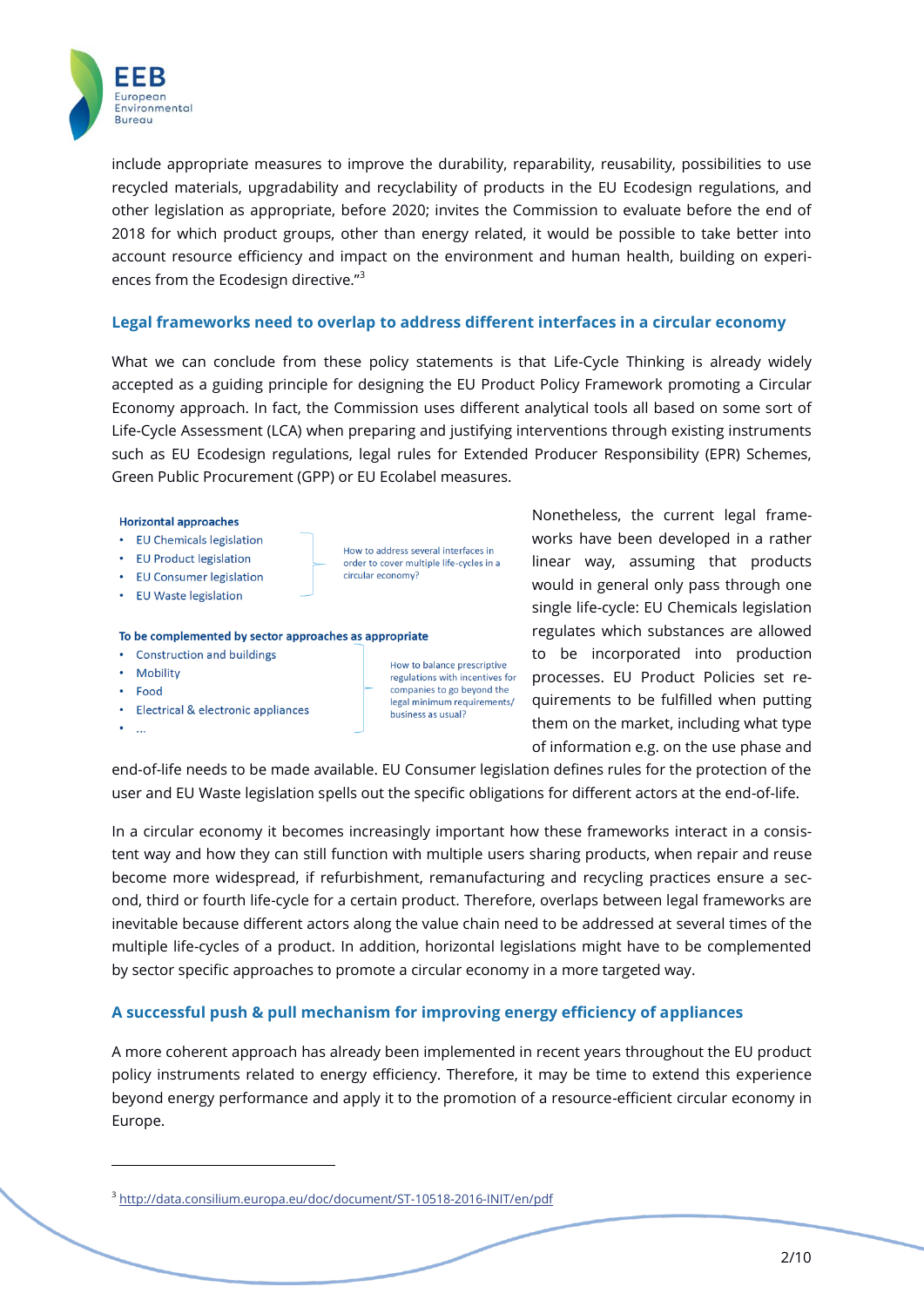include appropriate measures to improve the durability, reparability, reusability, possibilities to use recycled materials, upgradability and recyclability of products in the EU Ecodesign regulations, and other legislation as appropriate, before 2020; invites the Commission to evaluate before the end of 2018 for which product groups, other than energy related, it would be possible to take better into account resource efficiency and impact on the environment and human health, building on experiences from the Ecodesign directive."[3]

## Legal frameworks need to overlap to address different interfaces in a circular economy

What we can conclude from these policy statements is that Life-Cycle Thinking is already widely accepted as a guiding principle for designing the EU Product Policy Framework promoting a Circular Economy approach. In fact, the Commission uses different analytical tools all based on some sort of Life-Cycle Assessment (LCA) when preparing and justifying interventions through existing instruments such as EU Ecodesign regulations, legal rules for Extended Producer Responsibility (EPR) Schemes, Green Public Procurement (GPP) or EU Ecolabel measures.

**Horizontal approaches**

- EU Chemicals legislation
- EU Product legislation
- EU Consumer legislation
- EU Waste legislation

How to address several interfaces in order to cover multiple life-cycles in a circular economy?

**To be complemented by sector approaches as appropriate**

- Construction and buildings
- Mobility
- Food
- Electrical & electronic appliances
- ...

How to balance prescriptive regulations with incentives for companies to go beyond the legal minimum requirements/ business as usual?

Nonetheless, the current legal frameworks have been developed in a rather linear way, assuming that products would in general only pass through one single life-cycle: EU Chemicals legislation regulates which substances are allowed to be incorporated into production processes. EU Product Policies set requirements to be fulfilled when putting them on the market, including what type of information e.g. on the use phase and end-of-life needs to be made available. EU Consumer legislation defines rules for the protection of the user and EU Waste legislation spells out the specific obligations for different actors at the end-of-life.

In a circular economy it becomes increasingly important how these frameworks interact in a consistent way and how they can still function with multiple users sharing products, when repair and reuse become more widespread, if refurbishment, remanufacturing and recycling practices ensure a second, third or fourth life-cycle for a certain product. Therefore, overlaps between legal frameworks are inevitable because different actors along the value chain need to be addressed at several times of the multiple life-cycles of a product. In addition, horizontal legislations might have to be complemented by sector specific approaches to promote a circular economy in a more targeted way.

## A successful push & pull mechanism for improving energy efficiency of appliances

A more coherent approach has already been implemented in recent years throughout the EU product policy instruments related to energy efficiency. Therefore, it may be time to extend this experience beyond energy performance and apply it to the promotion of a resource-efficient circular economy in Europe.

---

[3] http://data.consilium.europa.eu/doc/document/ST-10518-2016-INIT/en/pdf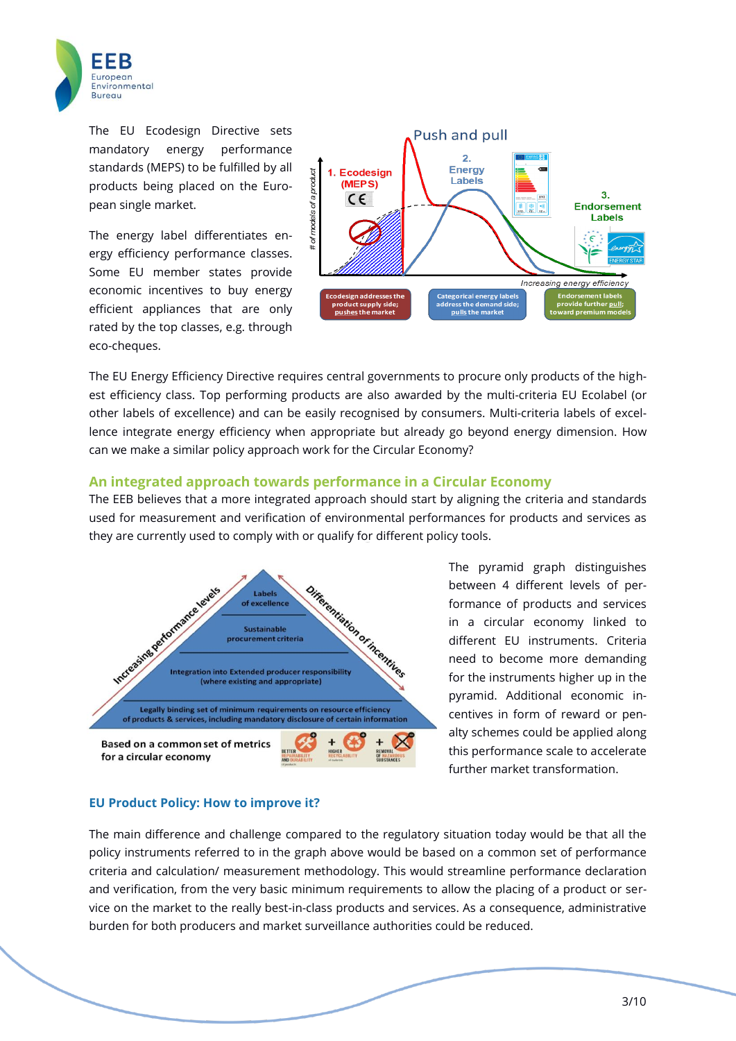The EU Ecodesign Directive sets mandatory energy performance standards (MEPS) to be fulfilled by all products being placed on the European single market.

The energy label differentiates energy efficiency performance classes. Some EU member states provide economic incentives to buy energy efficient appliances that are only rated by the top classes, e.g. through eco-cheques.

The EU Energy Efficiency Directive requires central governments to procure only products of the highest efficiency class. Top performing products are also awarded by the multi-criteria EU Ecolabel (or other labels of excellence) and can be easily recognised by consumers. Multi-criteria labels of excellence integrate energy efficiency when appropriate but already go beyond energy dimension. How can we make a similar policy approach work for the Circular Economy?

## An integrated approach towards performance in a Circular Economy

The EEB believes that a more integrated approach should start by aligning the criteria and standards used for measurement and verification of environmental performances for products and services as they are currently used to comply with or qualify for different policy tools.

The pyramid graph distinguishes between 4 different levels of performance of products and services in a circular economy linked to different EU instruments. Criteria need to become more demanding for the instruments higher up in the pyramid. Additional economic incentives in form of reward or penalty schemes could be applied along this performance scale to accelerate further market transformation.

## EU Product Policy: How to improve it?

The main difference and challenge compared to the regulatory situation today would be that all the policy instruments referred to in the graph above would be based on a common set of performance criteria and calculation/ measurement methodology. This would streamline performance declaration and verification, from the very basic minimum requirements to allow the placing of a product or service on the market to the really best-in-class products and services. As a consequence, administrative burden for both producers and market surveillance authorities could be reduced.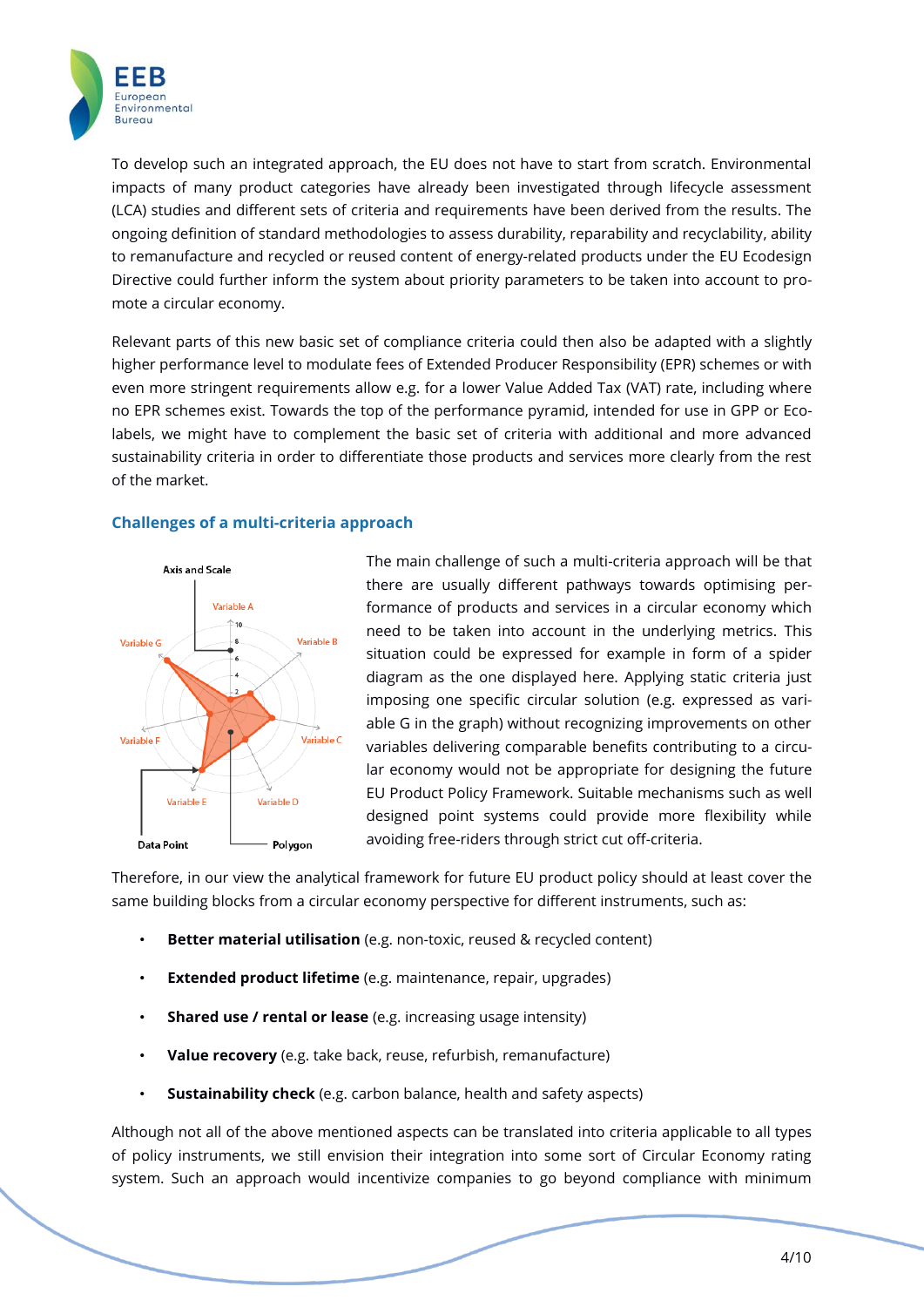To develop such an integrated approach, the EU does not have to start from scratch. Environmental impacts of many product categories have already been investigated through lifecycle assessment (LCA) studies and different sets of criteria and requirements have been derived from the results. The ongoing definition of standard methodologies to assess durability, reparability and recyclability, ability to remanufacture and recycled or reused content of energy-related products under the EU Ecodesign Directive could further inform the system about priority parameters to be taken into account to promote a circular economy.

Relevant parts of this new basic set of compliance criteria could then also be adapted with a slightly higher performance level to modulate fees of Extended Producer Responsibility (EPR) schemes or with even more stringent requirements allow e.g. for a lower Value Added Tax (VAT) rate, including where no EPR schemes exist. Towards the top of the performance pyramid, intended for use in GPP or Ecolabels, we might have to complement the basic set of criteria with additional and more advanced sustainability criteria in order to differentiate those products and services more clearly from the rest of the market.

## Challenges of a multi-criteria approach

The main challenge of such a multi-criteria approach will be that there are usually different pathways towards optimising performance of products and services in a circular economy which need to be taken into account in the underlying metrics. This situation could be expressed for example in form of a spider diagram as the one displayed here. Applying static criteria just imposing one specific circular solution (e.g. expressed as variable G in the graph) without recognizing improvements on other variables delivering comparable benefits contributing to a circular economy would not be appropriate for designing the future EU Product Policy Framework. Suitable mechanisms such as well designed point systems could provide more flexibility while avoiding free-riders through strict cut off-criteria.

Therefore, in our view the analytical framework for future EU product policy should at least cover the same building blocks from a circular economy perspective for different instruments, such as:

- **Better material utilisation** (e.g. non-toxic, reused & recycled content)
- **Extended product lifetime** (e.g. maintenance, repair, upgrades)
- **Shared use / rental or lease** (e.g. increasing usage intensity)
- **Value recovery** (e.g. take back, reuse, refurbish, remanufacture)
- **Sustainability check** (e.g. carbon balance, health and safety aspects)

Although not all of the above mentioned aspects can be translated into criteria applicable to all types of policy instruments, we still envision their integration into some sort of Circular Economy rating system. Such an approach would incentivize companies to go beyond compliance with minimum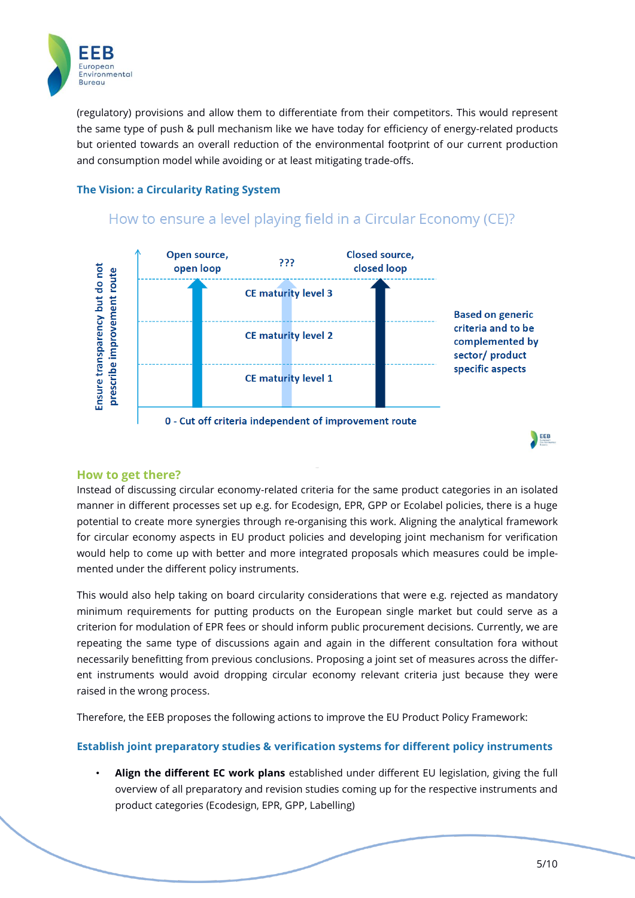(regulatory) provisions and allow them to differentiate from their competitors. This would represent the same type of push & pull mechanism like we have today for efficiency of energy-related products but oriented towards an overall reduction of the environmental footprint of our current production and consumption model while avoiding or at least mitigating trade-offs.

### The Vision: a Circularity Rating System

How to ensure a level playing field in a Circular Economy (CE)?

Ensure transparency but do not prescribe improvement route

| Open source, open loop | ??? | Closed source, closed loop |
| --- | --- | --- |
| | CE maturity level 3 | |
| | CE maturity level 2 | |
| | CE maturity level 1 | |

0 - Cut off criteria independent of improvement route

Based on generic criteria and to be complemented by sector/ product specific aspects

### How to get there?

Instead of discussing circular economy-related criteria for the same product categories in an isolated manner in different processes set up e.g. for Ecodesign, EPR, GPP or Ecolabel policies, there is a huge potential to create more synergies through re-organising this work. Aligning the analytical framework for circular economy aspects in EU product policies and developing joint mechanism for verification would help to come up with better and more integrated proposals which measures could be implemented under the different policy instruments.

This would also help taking on board circularity considerations that were e.g. rejected as mandatory minimum requirements for putting products on the European single market but could serve as a criterion for modulation of EPR fees or should inform public procurement decisions. Currently, we are repeating the same type of discussions again and again in the different consultation fora without necessarily benefitting from previous conclusions. Proposing a joint set of measures across the different instruments would avoid dropping circular economy relevant criteria just because they were raised in the wrong process.

Therefore, the EEB proposes the following actions to improve the EU Product Policy Framework:

#### Establish joint preparatory studies & verification systems for different policy instruments

- **Align the different EC work plans** established under different EU legislation, giving the full overview of all preparatory and revision studies coming up for the respective instruments and product categories (Ecodesign, EPR, GPP, Labelling)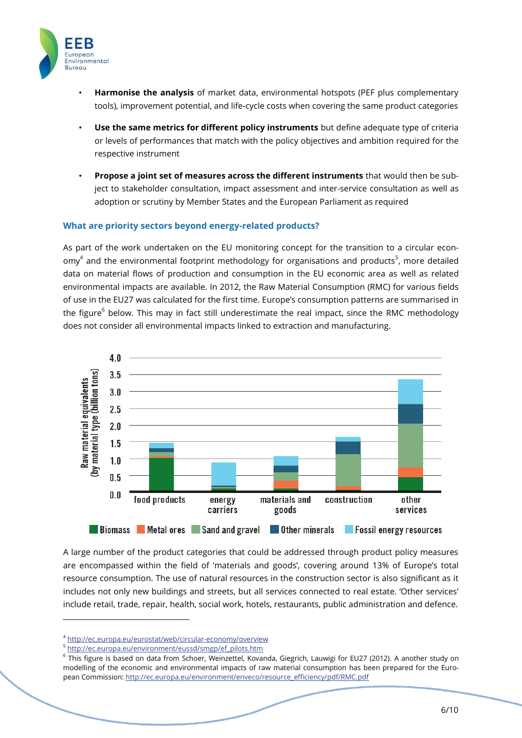- **Harmonise the analysis** of market data, environmental hotspots (PEF plus complementary tools), improvement potential, and life-cycle costs when covering the same product categories

- **Use the same metrics for different policy instruments** but define adequate type of criteria or levels of performances that match with the policy objectives and ambition required for the respective instrument

- **Propose a joint set of measures across the different instruments** that would then be subject to stakeholder consultation, impact assessment and inter-service consultation as well as adoption or scrutiny by Member States and the European Parliament as required

### What are priority sectors beyond energy-related products?

As part of the work undertaken on the EU monitoring concept for the transition to a circular economy[4] and the environmental footprint methodology for organisations and products[5], more detailed data on material flows of production and consumption in the EU economic area as well as related environmental impacts are available. In 2012, the Raw Material Consumption (RMC) for various fields of use in the EU27 was calculated for the first time. Europe's consumption patterns are summarised in the figure[6] below. This may in fact still underestimate the real impact, since the RMC methodology does not consider all environmental impacts linked to extraction and manufacturing.

A large number of the product categories that could be addressed through product policy measures are encompassed within the field of 'materials and goods', covering around 13% of Europe's total resource consumption. The use of natural resources in the construction sector is also significant as it includes not only new buildings and streets, but all services connected to real estate. 'Other services' include retail, trade, repair, health, social work, hotels, restaurants, public administration and defence.

---

[4] http://ec.europa.eu/eurostat/web/circular-economy/overview

[5] http://ec.europa.eu/environment/eussd/smgp/ef_pilots.htm

[6] This figure is based on data from Schoer, Weinzettel, Kovanda, Giegrich, Lauwigi for EU27 (2012). A another study on modelling of the economic and environmental impacts of raw material consumption has been prepared for the European Commission: http://ec.europa.eu/environment/enveco/resource_efficiency/pdf/RMC.pdf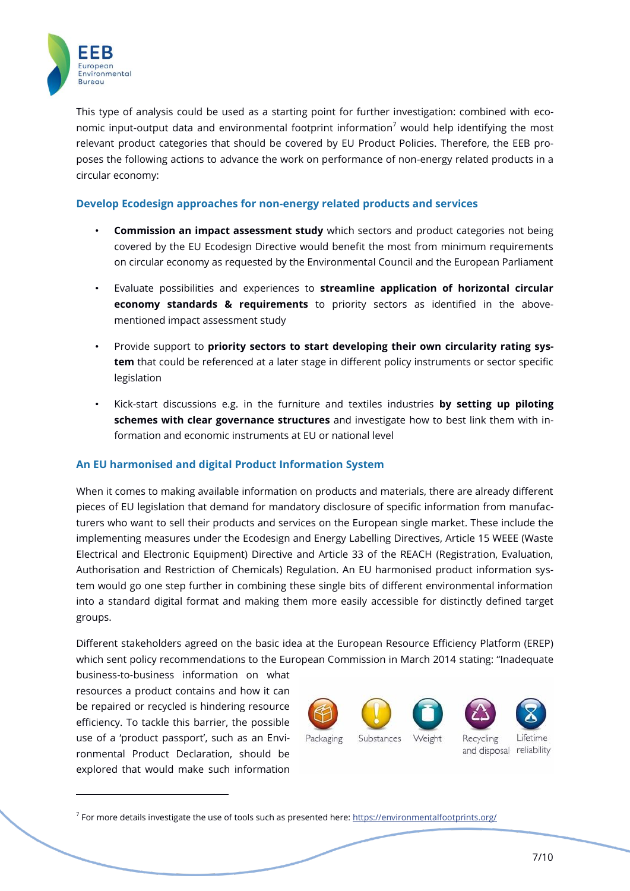This type of analysis could be used as a starting point for further investigation: combined with economic input-output data and environmental footprint information[7] would help identifying the most relevant product categories that should be covered by EU Product Policies. Therefore, the EEB proposes the following actions to advance the work on performance of non-energy related products in a circular economy:

### Develop Ecodesign approaches for non-energy related products and services

- **Commission an impact assessment study** which sectors and product categories not being covered by the EU Ecodesign Directive would benefit the most from minimum requirements on circular economy as requested by the Environmental Council and the European Parliament
- Evaluate possibilities and experiences to **streamline application of horizontal circular economy standards & requirements** to priority sectors as identified in the above-mentioned impact assessment study
- Provide support to **priority sectors to start developing their own circularity rating system** that could be referenced at a later stage in different policy instruments or sector specific legislation
- Kick-start discussions e.g. in the furniture and textiles industries **by setting up piloting schemes with clear governance structures** and investigate how to best link them with information and economic instruments at EU or national level

### An EU harmonised and digital Product Information System

When it comes to making available information on products and materials, there are already different pieces of EU legislation that demand for mandatory disclosure of specific information from manufacturers who want to sell their products and services on the European single market. These include the implementing measures under the Ecodesign and Energy Labelling Directives, Article 15 WEEE (Waste Electrical and Electronic Equipment) Directive and Article 33 of the REACH (Registration, Evaluation, Authorisation and Restriction of Chemicals) Regulation. An EU harmonised product information system would go one step further in combining these single bits of different environmental information into a standard digital format and making them more easily accessible for distinctly defined target groups.

Different stakeholders agreed on the basic idea at the European Resource Efficiency Platform (EREP) which sent policy recommendations to the European Commission in March 2014 stating: "Inadequate business-to-business information on what resources a product contains and how it can be repaired or recycled is hindering resource efficiency. To tackle this barrier, the possible use of a 'product passport', such as an Environmental Product Declaration, should be explored that would make such information

Packaging | Substances | Weight | Recycling and disposal | Lifetime reliability

[7] For more details investigate the use of tools such as presented here: https://environmentalfootprints.org/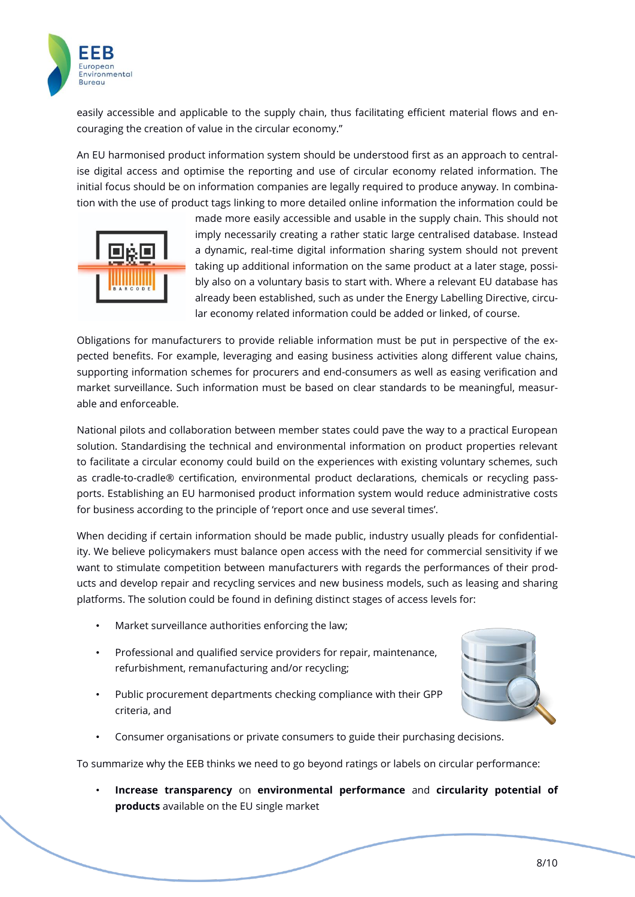easily accessible and applicable to the supply chain, thus facilitating efficient material flows and encouraging the creation of value in the circular economy."

An EU harmonised product information system should be understood first as an approach to centralise digital access and optimise the reporting and use of circular economy related information. The initial focus should be on information companies are legally required to produce anyway. In combination with the use of product tags linking to more detailed online information the information could be made more easily accessible and usable in the supply chain. This should not imply necessarily creating a rather static large centralised database. Instead a dynamic, real-time digital information sharing system should not prevent taking up additional information on the same product at a later stage, possibly also on a voluntary basis to start with. Where a relevant EU database has already been established, such as under the Energy Labelling Directive, circular economy related information could be added or linked, of course.

Obligations for manufacturers to provide reliable information must be put in perspective of the expected benefits. For example, leveraging and easing business activities along different value chains, supporting information schemes for procurers and end-consumers as well as easing verification and market surveillance. Such information must be based on clear standards to be meaningful, measurable and enforceable.

National pilots and collaboration between member states could pave the way to a practical European solution. Standardising the technical and environmental information on product properties relevant to facilitate a circular economy could build on the experiences with existing voluntary schemes, such as cradle-to-cradle® certification, environmental product declarations, chemicals or recycling passports. Establishing an EU harmonised product information system would reduce administrative costs for business according to the principle of 'report once and use several times'.

When deciding if certain information should be made public, industry usually pleads for confidentiality. We believe policymakers must balance open access with the need for commercial sensitivity if we want to stimulate competition between manufacturers with regards the performances of their products and develop repair and recycling services and new business models, such as leasing and sharing platforms. The solution could be found in defining distinct stages of access levels for:

- Market surveillance authorities enforcing the law;
- Professional and qualified service providers for repair, maintenance, refurbishment, remanufacturing and/or recycling;
- Public procurement departments checking compliance with their GPP criteria, and
- Consumer organisations or private consumers to guide their purchasing decisions.

To summarize why the EEB thinks we need to go beyond ratings or labels on circular performance:

- **Increase transparency** on **environmental performance** and **circularity potential of products** available on the EU single market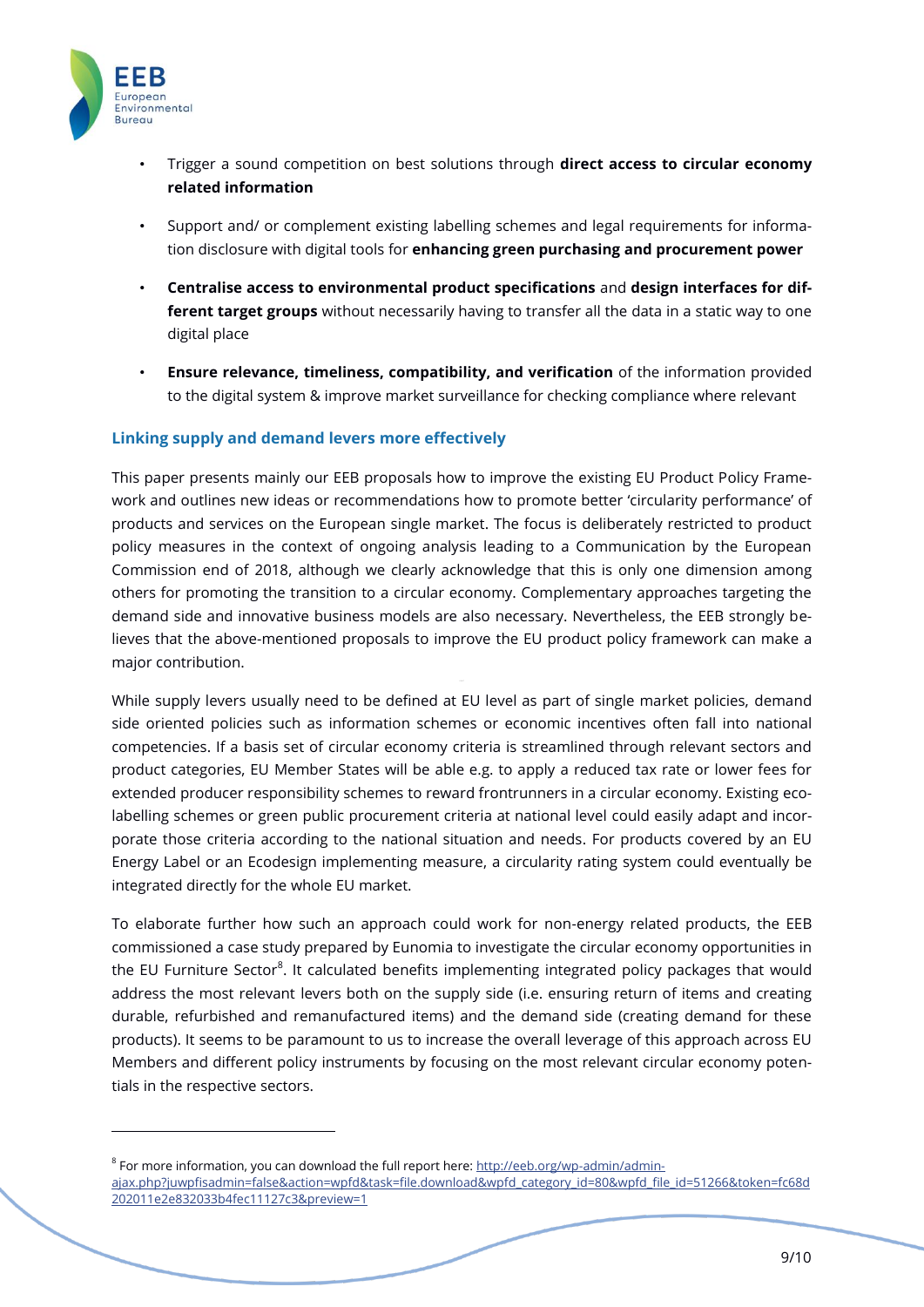- Trigger a sound competition on best solutions through **direct access to circular economy related information**
- Support and/ or complement existing labelling schemes and legal requirements for information disclosure with digital tools for **enhancing green purchasing and procurement power**
- **Centralise access to environmental product specifications** and **design interfaces for different target groups** without necessarily having to transfer all the data in a static way to one digital place
- **Ensure relevance, timeliness, compatibility, and verification** of the information provided to the digital system & improve market surveillance for checking compliance where relevant

## Linking supply and demand levers more effectively

This paper presents mainly our EEB proposals how to improve the existing EU Product Policy Framework and outlines new ideas or recommendations how to promote better 'circularity performance' of products and services on the European single market. The focus is deliberately restricted to product policy measures in the context of ongoing analysis leading to a Communication by the European Commission end of 2018, although we clearly acknowledge that this is only one dimension among others for promoting the transition to a circular economy. Complementary approaches targeting the demand side and innovative business models are also necessary. Nevertheless, the EEB strongly believes that the above-mentioned proposals to improve the EU product policy framework can make a major contribution.

While supply levers usually need to be defined at EU level as part of single market policies, demand side oriented policies such as information schemes or economic incentives often fall into national competencies. If a basis set of circular economy criteria is streamlined through relevant sectors and product categories, EU Member States will be able e.g. to apply a reduced tax rate or lower fees for extended producer responsibility schemes to reward frontrunners in a circular economy. Existing eco-labelling schemes or green public procurement criteria at national level could easily adapt and incorporate those criteria according to the national situation and needs. For products covered by an EU Energy Label or an Ecodesign implementing measure, a circularity rating system could eventually be integrated directly for the whole EU market.

To elaborate further how such an approach could work for non-energy related products, the EEB commissioned a case study prepared by Eunomia to investigate the circular economy opportunities in the EU Furniture Sector[8]. It calculated benefits implementing integrated policy packages that would address the most relevant levers both on the supply side (i.e. ensuring return of items and creating durable, refurbished and remanufactured items) and the demand side (creating demand for these products). It seems to be paramount to us to increase the overall leverage of this approach across EU Members and different policy instruments by focusing on the most relevant circular economy potentials in the respective sectors.

---

[8] For more information, you can download the full report here: http://eeb.org/wp-admin/admin-ajax.php?juwpfisadmin=false&action=wpfd&task=file.download&wpfd_category_id=80&wpfd_file_id=51266&token=fc68d202011e2e832033b4fec11127c3&preview=1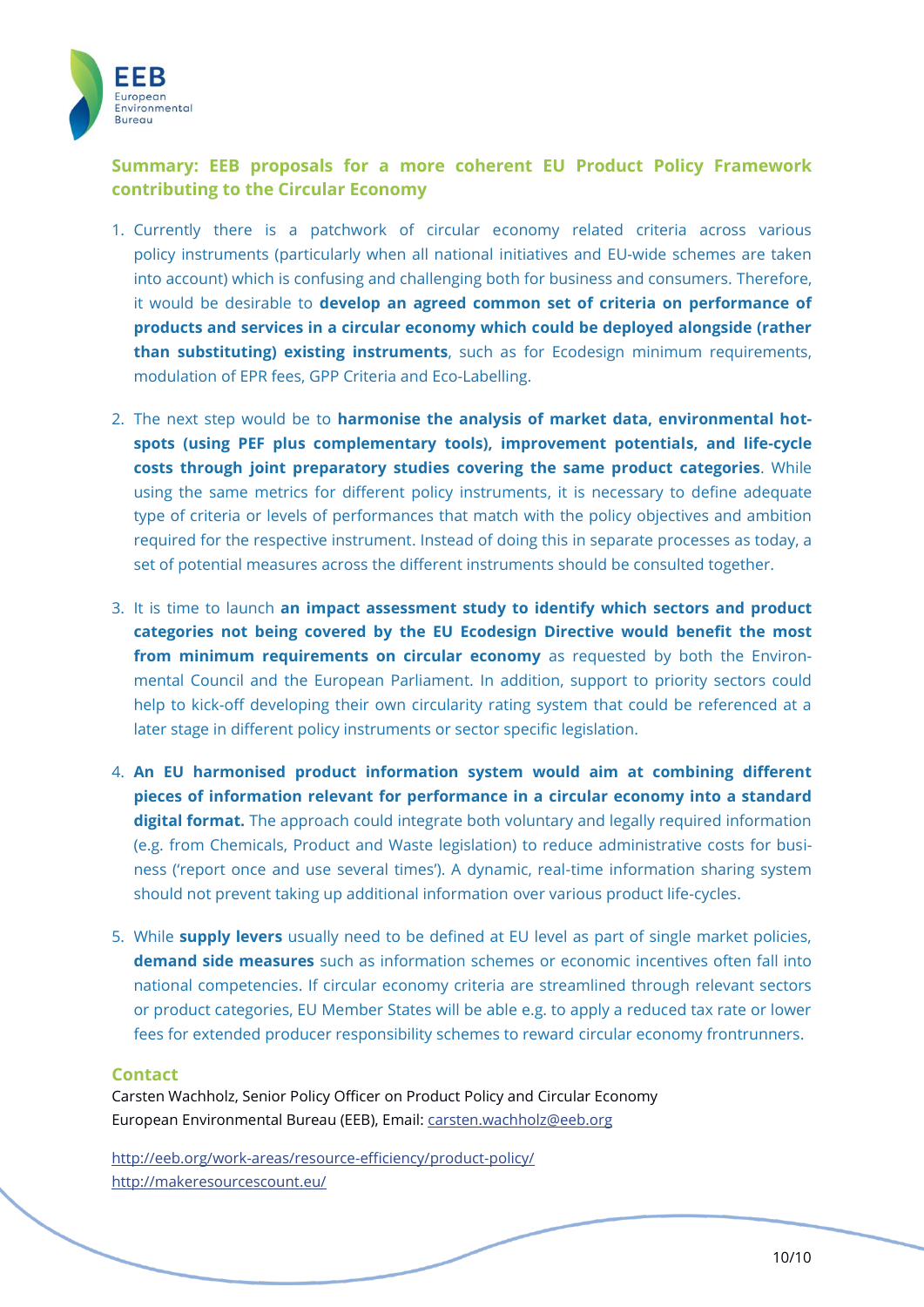## Summary: EEB proposals for a more coherent EU Product Policy Framework contributing to the Circular Economy

1. Currently there is a patchwork of circular economy related criteria across various policy instruments (particularly when all national initiatives and EU-wide schemes are taken into account) which is confusing and challenging both for business and consumers. Therefore, it would be desirable to **develop an agreed common set of criteria on performance of products and services in a circular economy which could be deployed alongside (rather than substituting) existing instruments**, such as for Ecodesign minimum requirements, modulation of EPR fees, GPP Criteria and Eco-Labelling.

2. The next step would be to **harmonise the analysis of market data, environmental hot-spots (using PEF plus complementary tools), improvement potentials, and life-cycle costs through joint preparatory studies covering the same product categories**. While using the same metrics for different policy instruments, it is necessary to define adequate type of criteria or levels of performances that match with the policy objectives and ambition required for the respective instrument. Instead of doing this in separate processes as today, a set of potential measures across the different instruments should be consulted together.

3. It is time to launch **an impact assessment study to identify which sectors and product categories not being covered by the EU Ecodesign Directive would benefit the most from minimum requirements on circular economy** as requested by both the Environmental Council and the European Parliament. In addition, support to priority sectors could help to kick-off developing their own circularity rating system that could be referenced at a later stage in different policy instruments or sector specific legislation.

4. **An EU harmonised product information system would aim at combining different pieces of information relevant for performance in a circular economy into a standard digital format.** The approach could integrate both voluntary and legally required information (e.g. from Chemicals, Product and Waste legislation) to reduce administrative costs for business ('report once and use several times'). A dynamic, real-time information sharing system should not prevent taking up additional information over various product life-cycles.

5. While **supply levers** usually need to be defined at EU level as part of single market policies, **demand side measures** such as information schemes or economic incentives often fall into national competencies. If circular economy criteria are streamlined through relevant sectors or product categories, EU Member States will be able e.g. to apply a reduced tax rate or lower fees for extended producer responsibility schemes to reward circular economy frontrunners.

### Contact

Carsten Wachholz, Senior Policy Officer on Product Policy and Circular Economy
European Environmental Bureau (EEB), Email: carsten.wachholz@eeb.org

http://eeb.org/work-areas/resource-efficiency/product-policy/
http://makeresourcescount.eu/